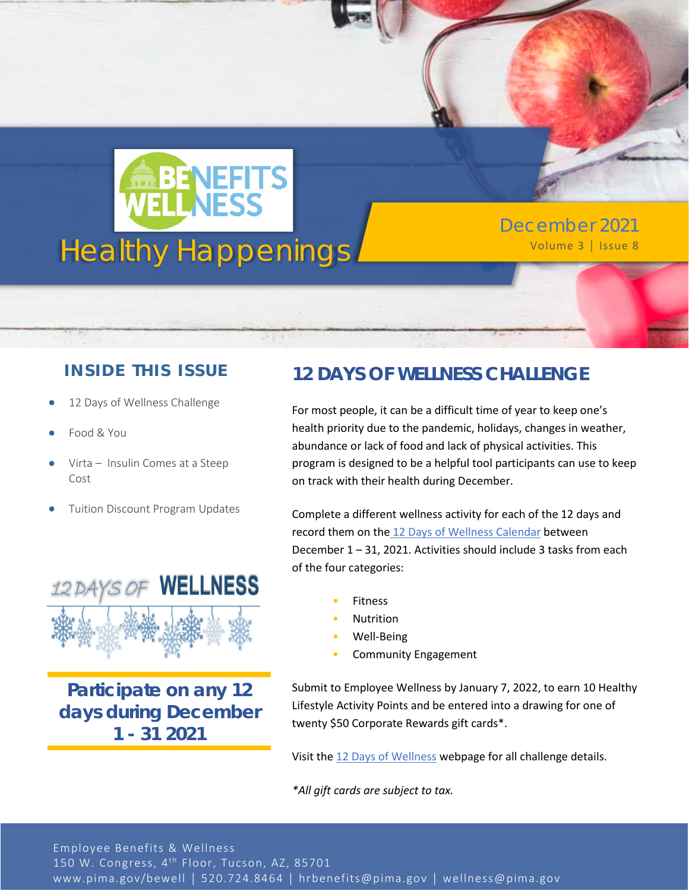# Healthy Happenings

BENEFITS WELLNESS

December 2021

Volume 3 | Issue 8

## INSIDE THIS ISSUE

- 12 Days of Wellness Challenge
- Food & You
- Virta – Insulin Comes at a Steep Cost
- Tuition Discount Program Updates

12 DAYS OF WELLNESS

**Participate on any 12 days during December 1 - 31 2021**

## 12 DAYS OF WELLNESS CHALLENGE

For most people, it can be a difficult time of year to keep one's health priority due to the pandemic, holidays, changes in weather, abundance or lack of food and lack of physical activities. This program is designed to be a helpful tool participants can use to keep on track with their health during December.

Complete a different wellness activity for each of the 12 days and record them on the 12 Days of Wellness Calendar between December 1 – 31, 2021. Activities should include 3 tasks from each of the four categories:

- Fitness
- Nutrition
- Well-Being
- Community Engagement

Submit to Employee Wellness by January 7, 2022, to earn 10 Healthy Lifestyle Activity Points and be entered into a drawing for one of twenty $50 Corporate Rewards gift cards*.

Visit the 12 Days of Wellness webpage for all challenge details.

*\*All gift cards are subject to tax.*

Employee Benefits & Wellness
150 W. Congress, 4th Floor, Tucson, AZ, 85701
www.pima.gov/bewell | 520.724.8464 | hrbenefits@pima.gov | wellness@pima.gov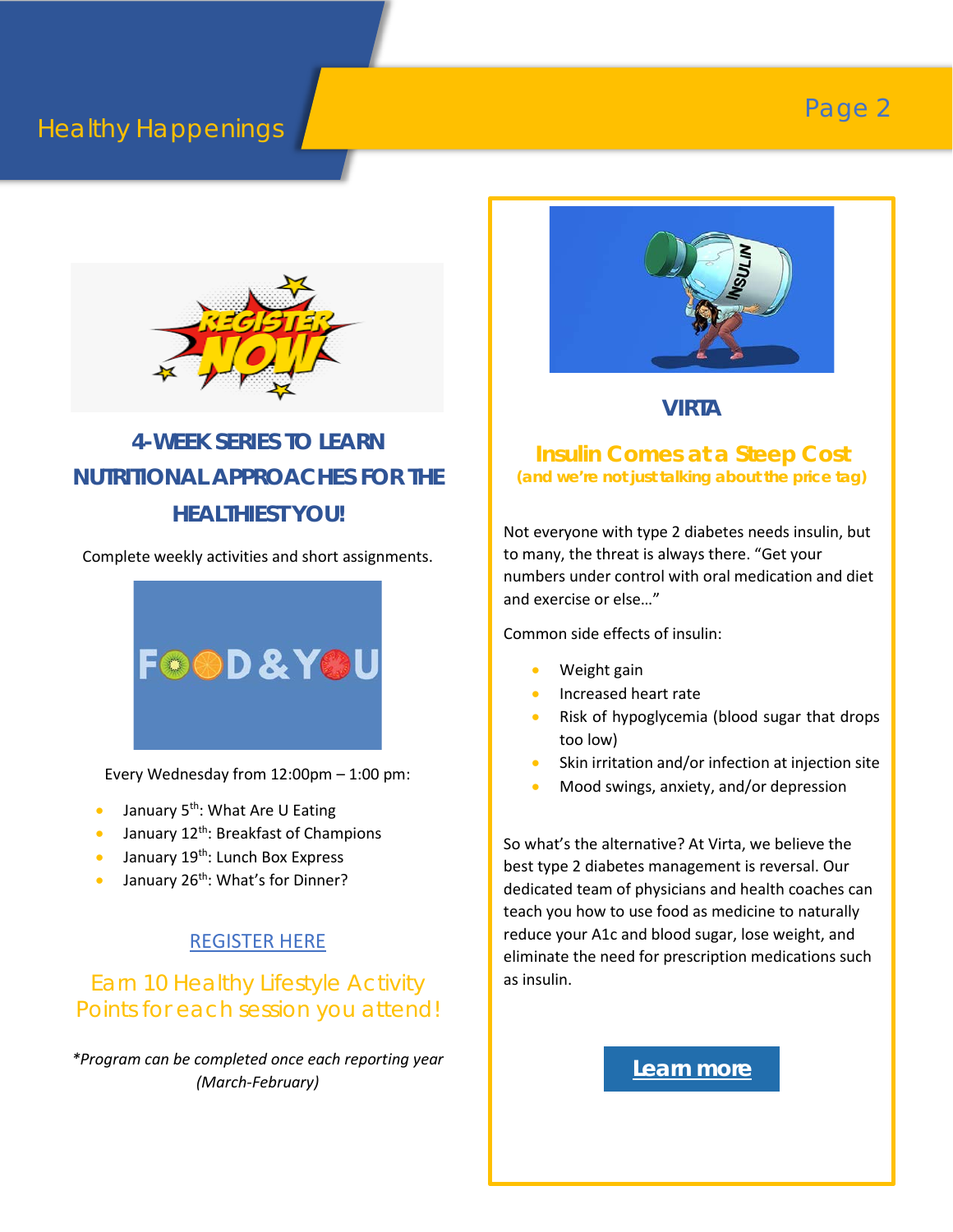## 4-WEEK SERIES TO LEARN NUTRITIONAL APPROACHES FOR THE HEALTHIEST YOU!

Complete weekly activities and short assignments.

Every Wednesday from 12:00pm – 1:00 pm:

- January 5th: What Are U Eating
- January 12th: Breakfast of Champions
- January 19th: Lunch Box Express
- January 26th: What's for Dinner?

REGISTER HERE

Earn 10 Healthy Lifestyle Activity Points for each session you attend!

*Program can be completed once each reporting year (March-February)*

## VIRTA

### Insulin Comes at a Steep Cost

**(and we're not just talking about the price tag)**

Not everyone with type 2 diabetes needs insulin, but to many, the threat is always there. "Get your numbers under control with oral medication and diet and exercise or else…"

Common side effects of insulin:

- Weight gain
- Increased heart rate
- Risk of hypoglycemia (blood sugar that drops too low)
- Skin irritation and/or infection at injection site
- Mood swings, anxiety, and/or depression

So what's the alternative? At Virta, we believe the best type 2 diabetes management is reversal. Our dedicated team of physicians and health coaches can teach you how to use food as medicine to naturally reduce your A1c and blood sugar, lose weight, and eliminate the need for prescription medications such as insulin.

**Learn more**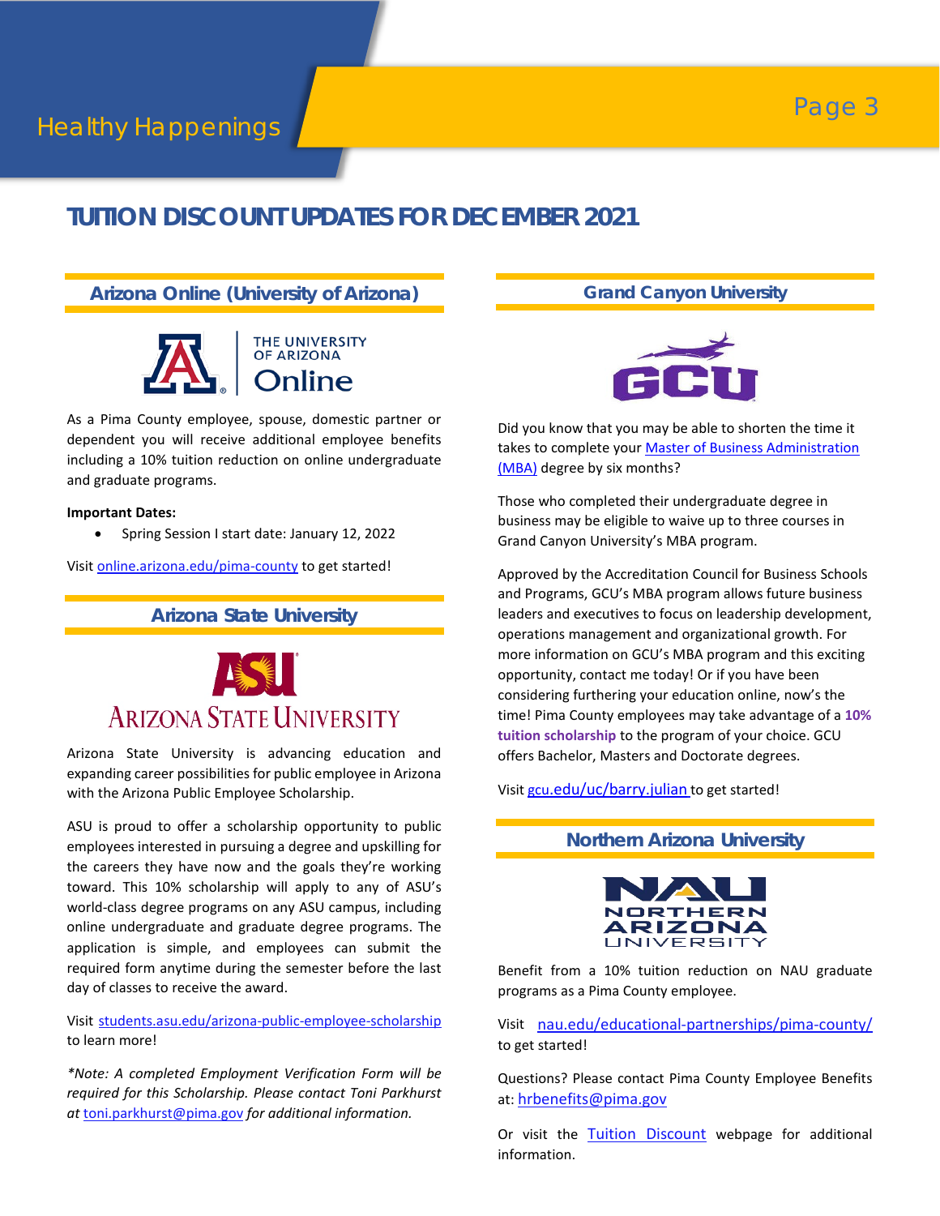# TUITION DISCOUNT UPDATES FOR DECEMBER 2021

## Arizona Online (University of Arizona)

As a Pima County employee, spouse, domestic partner or dependent you will receive additional employee benefits including a 10% tuition reduction on online undergraduate and graduate programs.

**Important Dates:**

- Spring Session I start date: January 12, 2022

Visit online.arizona.edu/pima-county to get started!

## Arizona State University

Arizona State University is advancing education and expanding career possibilities for public employee in Arizona with the Arizona Public Employee Scholarship.

ASU is proud to offer a scholarship opportunity to public employees interested in pursuing a degree and upskilling for the careers they have now and the goals they're working toward. This 10% scholarship will apply to any of ASU's world-class degree programs on any ASU campus, including online undergraduate and graduate degree programs. The application is simple, and employees can submit the required form anytime during the semester before the last day of classes to receive the award.

Visit students.asu.edu/arizona-public-employee-scholarship to learn more!

*\*Note: A completed Employment Verification Form will be required for this Scholarship. Please contact Toni Parkhurst at toni.parkhurst@pima.gov for additional information.*

## Grand Canyon University

Did you know that you may be able to shorten the time it takes to complete your Master of Business Administration (MBA) degree by six months?

Those who completed their undergraduate degree in business may be eligible to waive up to three courses in Grand Canyon University's MBA program.

Approved by the Accreditation Council for Business Schools and Programs, GCU's MBA program allows future business leaders and executives to focus on leadership development, operations management and organizational growth. For more information on GCU's MBA program and this exciting opportunity, contact me today! Or if you have been considering furthering your education online, now's the time! Pima County employees may take advantage of a **10% tuition scholarship** to the program of your choice. GCU offers Bachelor, Masters and Doctorate degrees.

Visit gcu.edu/uc/barry.julian to get started!

## Northern Arizona University

Benefit from a 10% tuition reduction on NAU graduate programs as a Pima County employee.

Visit nau.edu/educational-partnerships/pima-county/ to get started!

Questions? Please contact Pima County Employee Benefits at: hrbenefits@pima.gov

Or visit the Tuition Discount webpage for additional information.